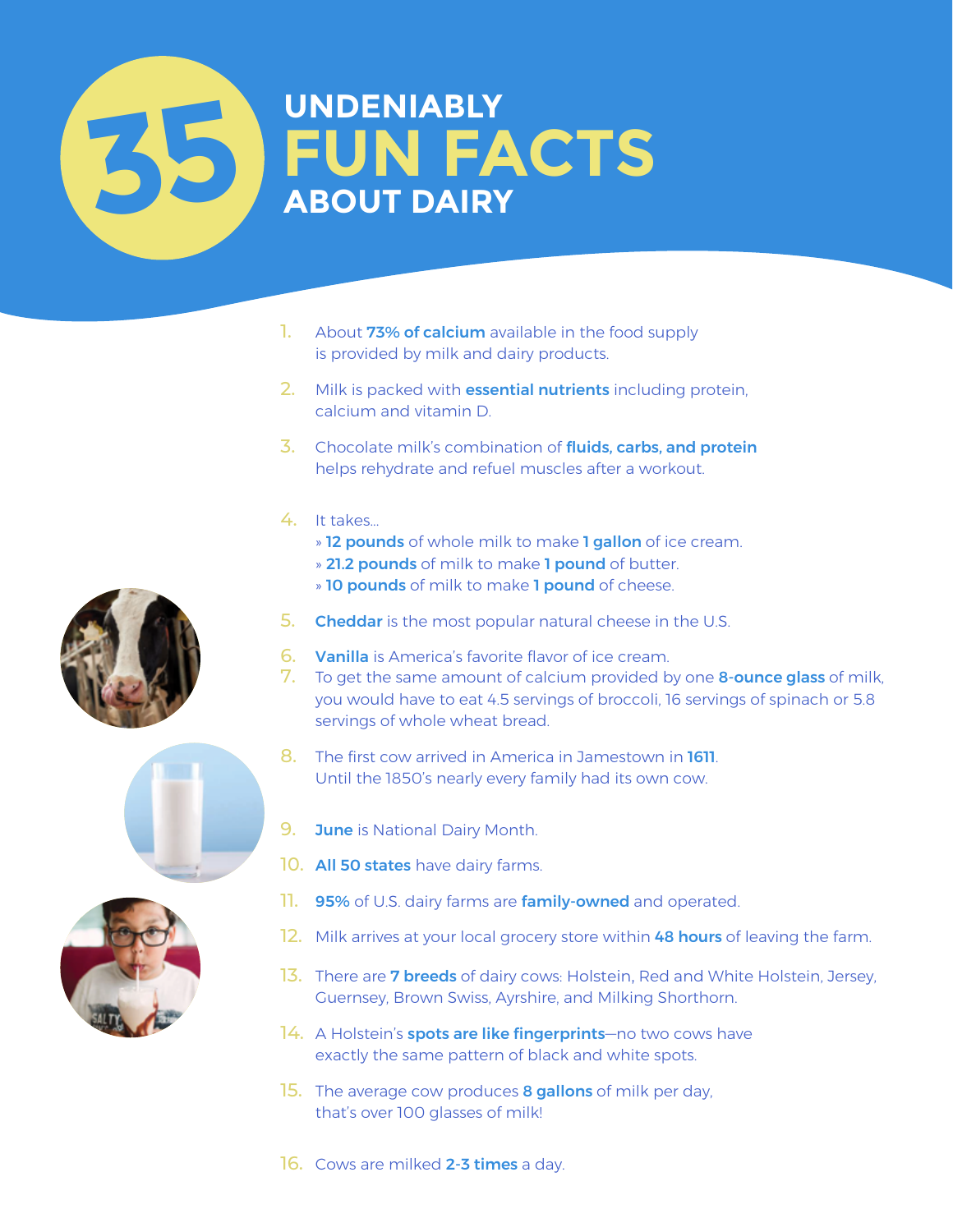# 35 UNDENIABLY FUN FACTS ABOUT DAIRY

1. About **73% of calcium** available in the food supply is provided by milk and dairy products.
2. Milk is packed with **essential nutrients** including protein, calcium and vitamin D.
3. Chocolate milk's combination of **fluids, carbs, and protein** helps rehydrate and refuel muscles after a workout.
4. It takes...
   - » **12 pounds** of whole milk to make **1 gallon** of ice cream.
   - » **21.2 pounds** of milk to make **1 pound** of butter.
   - » **10 pounds** of milk to make **1 pound** of cheese.
5. **Cheddar** is the most popular natural cheese in the U.S.
6. **Vanilla** is America's favorite flavor of ice cream.
7. To get the same amount of calcium provided by one **8-ounce glass** of milk, you would have to eat 4.5 servings of broccoli, 16 servings of spinach or 5.8 servings of whole wheat bread.
8. The first cow arrived in America in Jamestown in **1611**. Until the 1850's nearly every family had its own cow.
9. **June** is National Dairy Month.
10. **All 50 states** have dairy farms.
11. **95%** of U.S. dairy farms are **family-owned** and operated.
12. Milk arrives at your local grocery store within **48 hours** of leaving the farm.
13. There are **7 breeds** of dairy cows: Holstein, Red and White Holstein, Jersey, Guernsey, Brown Swiss, Ayrshire, and Milking Shorthorn.
14. A Holstein's **spots are like fingerprints**—no two cows have exactly the same pattern of black and white spots.
15. The average cow produces **8 gallons** of milk per day, that's over 100 glasses of milk!
16. Cows are milked **2-3 times** a day.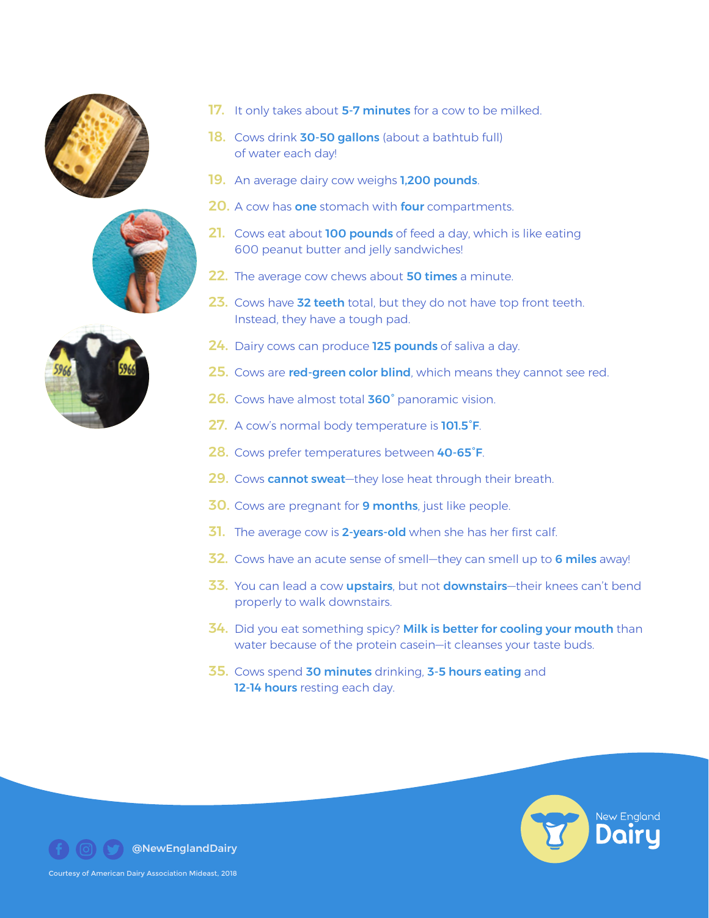17. It only takes about **5-7 minutes** for a cow to be milked.
18. Cows drink **30-50 gallons** (about a bathtub full) of water each day!
19. An average dairy cow weighs **1,200 pounds**.
20. A cow has **one** stomach with **four** compartments.
21. Cows eat about **100 pounds** of feed a day, which is like eating 600 peanut butter and jelly sandwiches!
22. The average cow chews about **50 times** a minute.
23. Cows have **32 teeth** total, but they do not have top front teeth. Instead, they have a tough pad.
24. Dairy cows can produce **125 pounds** of saliva a day.
25. Cows are **red-green color blind**, which means they cannot see red.
26. Cows have almost total **360˚** panoramic vision.
27. A cow's normal body temperature is **101.5˚F**.
28. Cows prefer temperatures between **40-65˚F**.
29. Cows **cannot sweat**—they lose heat through their breath.
30. Cows are pregnant for **9 months**, just like people.
31. The average cow is **2-years-old** when she has her first calf.
32. Cows have an acute sense of smell—they can smell up to **6 miles** away!
33. You can lead a cow **upstairs**, but not **downstairs**—their knees can't bend properly to walk downstairs.
34. Did you eat something spicy? **Milk is better for cooling your mouth** than water because of the protein casein—it cleanses your taste buds.
35. Cows spend **30 minutes** drinking, **3-5 hours eating** and **12-14 hours** resting each day.

@NewEnglandDairy

New England Dairy

Courtesy of American Dairy Association Mideast, 2018